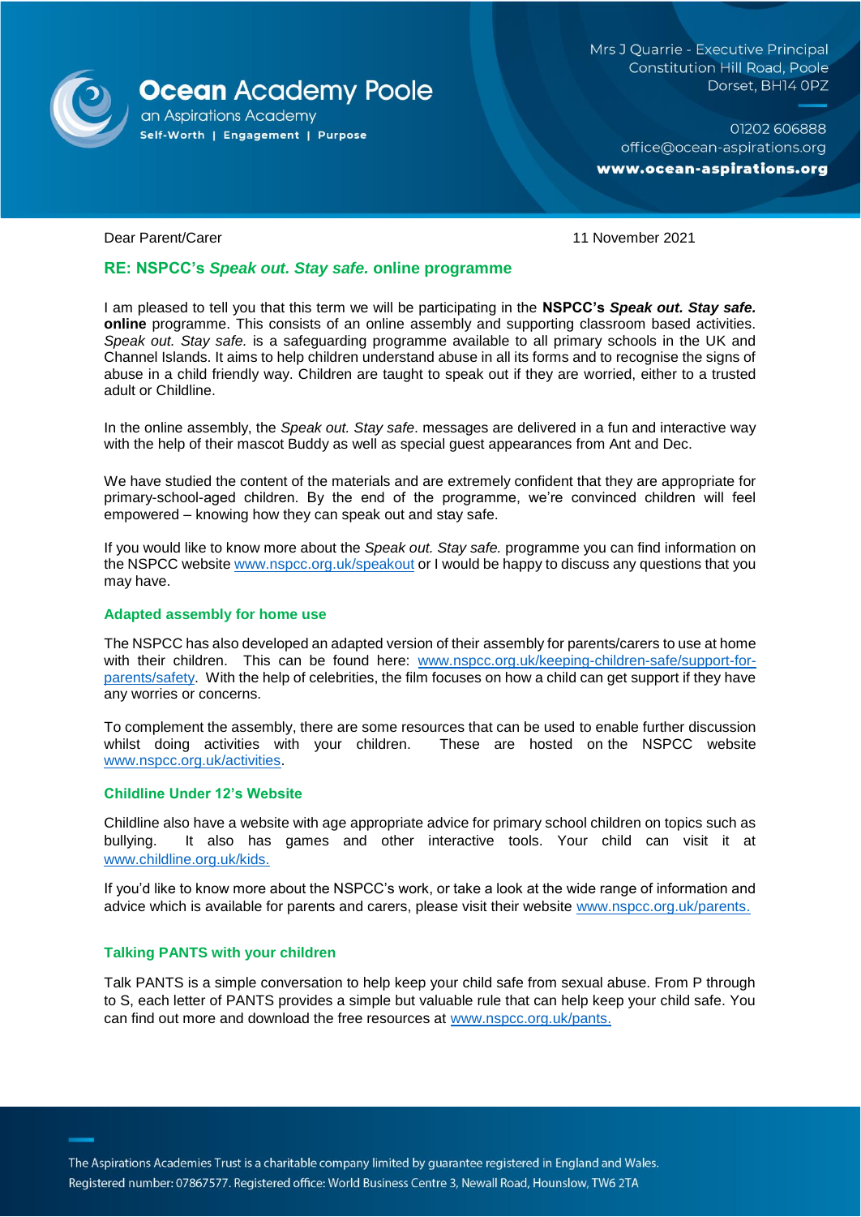**Ocean Academy Poole**
an Aspirations Academy
Self-Worth | Engagement | Purpose

Mrs J Quarrie - Executive Principal
Constitution Hill Road, Poole
Dorset, BH14 0PZ

01202 606888
office@ocean-aspirations.org
**www.ocean-aspirations.org**

Dear Parent/Carer

11 November 2021

## RE: NSPCC's *Speak out. Stay safe.* online programme

I am pleased to tell you that this term we will be participating in the **NSPCC's *Speak out. Stay safe.* online** programme. This consists of an online assembly and supporting classroom based activities. *Speak out. Stay safe.* is a safeguarding programme available to all primary schools in the UK and Channel Islands. It aims to help children understand abuse in all its forms and to recognise the signs of abuse in a child friendly way. Children are taught to speak out if they are worried, either to a trusted adult or Childline.

In the online assembly, the *Speak out. Stay safe*. messages are delivered in a fun and interactive way with the help of their mascot Buddy as well as special guest appearances from Ant and Dec.

We have studied the content of the materials and are extremely confident that they are appropriate for primary-school-aged children. By the end of the programme, we're convinced children will feel empowered – knowing how they can speak out and stay safe.

If you would like to know more about the *Speak out. Stay safe.* programme you can find information on the NSPCC website www.nspcc.org.uk/speakout or I would be happy to discuss any questions that you may have.

### Adapted assembly for home use

The NSPCC has also developed an adapted version of their assembly for parents/carers to use at home with their children. This can be found here: www.nspcc.org.uk/keeping-children-safe/support-for-parents/safety. With the help of celebrities, the film focuses on how a child can get support if they have any worries or concerns.

To complement the assembly, there are some resources that can be used to enable further discussion whilst doing activities with your children. These are hosted on the NSPCC website www.nspcc.org.uk/activities.

### Childline Under 12's Website

Childline also have a website with age appropriate advice for primary school children on topics such as bullying. It also has games and other interactive tools. Your child can visit it at www.childline.org.uk/kids.

If you'd like to know more about the NSPCC's work, or take a look at the wide range of information and advice which is available for parents and carers, please visit their website www.nspcc.org.uk/parents.

### Talking PANTS with your children

Talk PANTS is a simple conversation to help keep your child safe from sexual abuse. From P through to S, each letter of PANTS provides a simple but valuable rule that can help keep your child safe. You can find out more and download the free resources at www.nspcc.org.uk/pants.

The Aspirations Academies Trust is a charitable company limited by guarantee registered in England and Wales.
Registered number: 07867577. Registered office: World Business Centre 3, Newall Road, Hounslow, TW6 2TA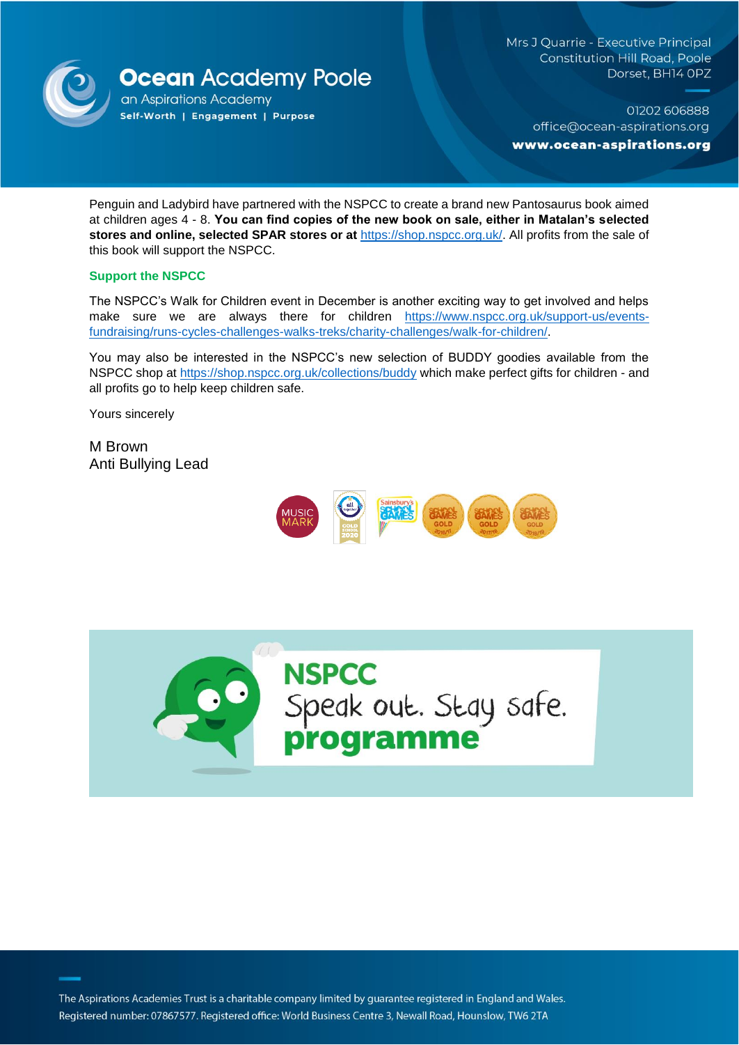Ocean Academy Poole
an Aspirations Academy
Self-Worth | Engagement | Purpose

Mrs J Quarrie - Executive Principal
Constitution Hill Road, Poole
Dorset, BH14 0PZ

01202 606888
office@ocean-aspirations.org
**www.ocean-aspirations.org**

Penguin and Ladybird have partnered with the NSPCC to create a brand new Pantosaurus book aimed at children ages 4 - 8. **You can find copies of the new book on sale, either in Matalan's selected stores and online, selected SPAR stores or at** https://shop.nspcc.org.uk/. All profits from the sale of this book will support the NSPCC.

### Support the NSPCC

The NSPCC's Walk for Children event in December is another exciting way to get involved and helps make sure we are always there for children https://www.nspcc.org.uk/support-us/events-fundraising/runs-cycles-challenges-walks-treks/charity-challenges/walk-for-children/.

You may also be interested in the NSPCC's new selection of BUDDY goodies available from the NSPCC shop at https://shop.nspcc.org.uk/collections/buddy which make perfect gifts for children - and all profits go to help keep children safe.

Yours sincerely

M Brown
Anti Bullying Lead

NSPCC
Speak out. Stay safe.
programme

The Aspirations Academies Trust is a charitable company limited by guarantee registered in England and Wales.
Registered number: 07867577. Registered office: World Business Centre 3, Newall Road, Hounslow, TW6 2TA